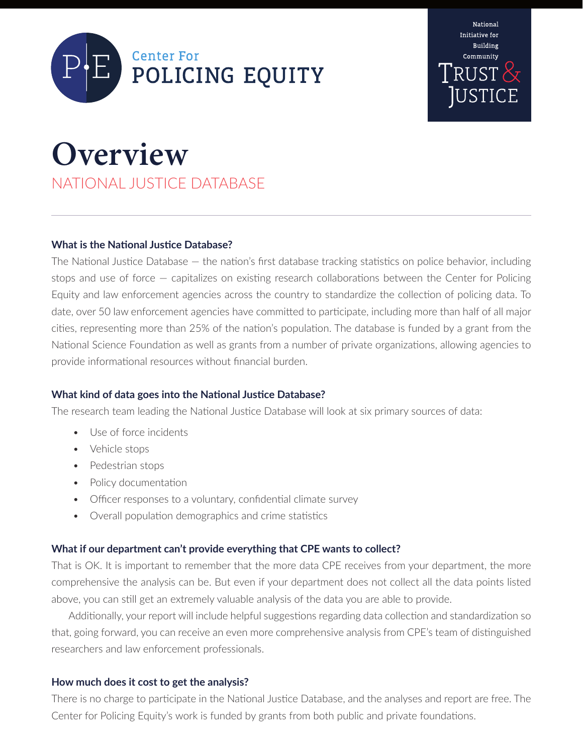Center For
POLICING EQUITY

National Initiative for Building Community TRUST & JUSTICE

# Overview

## NATIONAL JUSTICE DATABASE

### What is the National Justice Database?

The National Justice Database — the nation's first database tracking statistics on police behavior, including stops and use of force — capitalizes on existing research collaborations between the Center for Policing Equity and law enforcement agencies across the country to standardize the collection of policing data. To date, over 50 law enforcement agencies have committed to participate, including more than half of all major cities, representing more than 25% of the nation's population. The database is funded by a grant from the National Science Foundation as well as grants from a number of private organizations, allowing agencies to provide informational resources without financial burden.

### What kind of data goes into the National Justice Database?

The research team leading the National Justice Database will look at six primary sources of data:

- Use of force incidents
- Vehicle stops
- Pedestrian stops
- Policy documentation
- Officer responses to a voluntary, confidential climate survey
- Overall population demographics and crime statistics

### What if our department can't provide everything that CPE wants to collect?

That is OK. It is important to remember that the more data CPE receives from your department, the more comprehensive the analysis can be. But even if your department does not collect all the data points listed above, you can still get an extremely valuable analysis of the data you are able to provide.

Additionally, your report will include helpful suggestions regarding data collection and standardization so that, going forward, you can receive an even more comprehensive analysis from CPE's team of distinguished researchers and law enforcement professionals.

### How much does it cost to get the analysis?

There is no charge to participate in the National Justice Database, and the analyses and report are free. The Center for Policing Equity's work is funded by grants from both public and private foundations.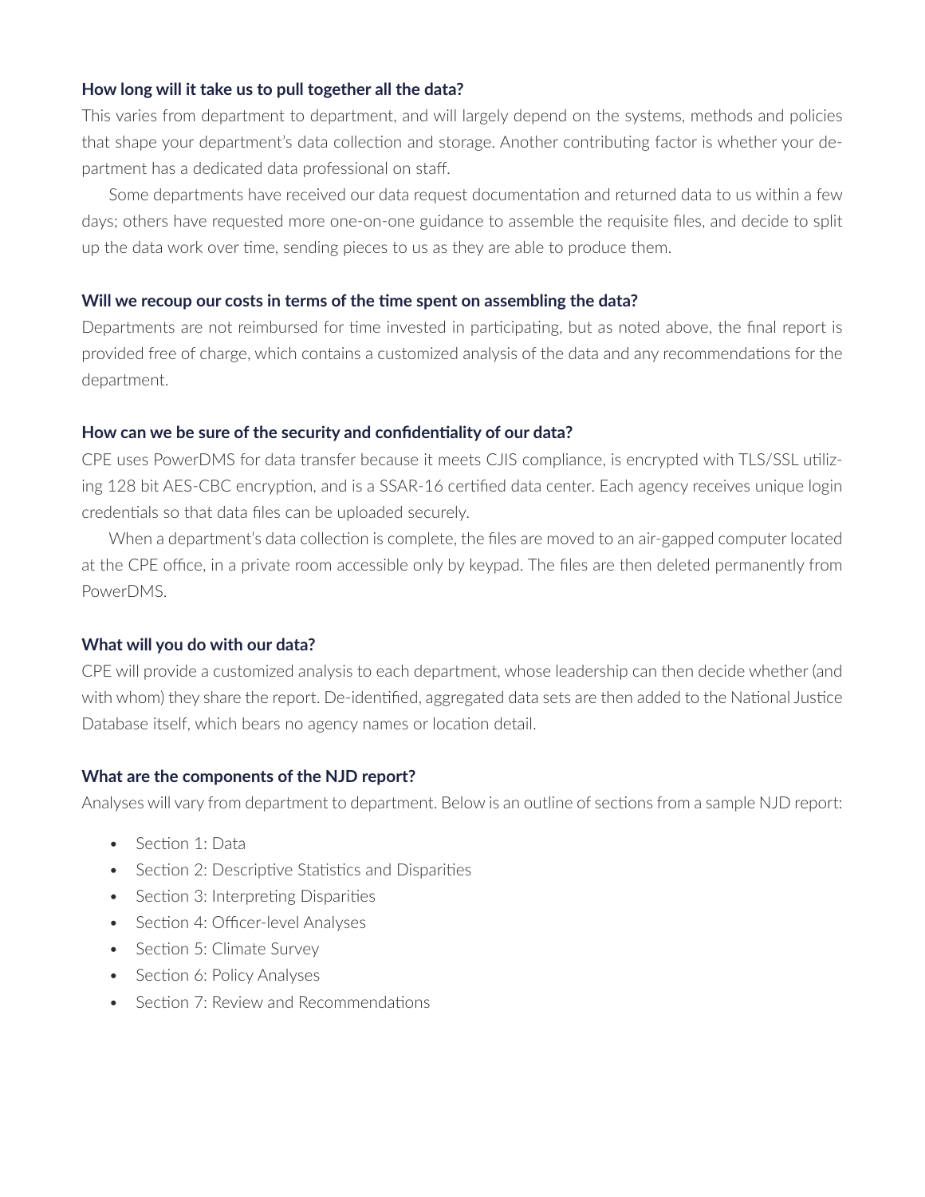**How long will it take us to pull together all the data?**

This varies from department to department, and will largely depend on the systems, methods and policies that shape your department's data collection and storage. Another contributing factor is whether your department has a dedicated data professional on staff.

Some departments have received our data request documentation and returned data to us within a few days; others have requested more one-on-one guidance to assemble the requisite files, and decide to split up the data work over time, sending pieces to us as they are able to produce them.

**Will we recoup our costs in terms of the time spent on assembling the data?**

Departments are not reimbursed for time invested in participating, but as noted above, the final report is provided free of charge, which contains a customized analysis of the data and any recommendations for the department.

**How can we be sure of the security and confidentiality of our data?**

CPE uses PowerDMS for data transfer because it meets CJIS compliance, is encrypted with TLS/SSL utilizing 128 bit AES-CBC encryption, and is a SSAR-16 certified data center. Each agency receives unique login credentials so that data files can be uploaded securely.

When a department's data collection is complete, the files are moved to an air-gapped computer located at the CPE office, in a private room accessible only by keypad. The files are then deleted permanently from PowerDMS.

**What will you do with our data?**

CPE will provide a customized analysis to each department, whose leadership can then decide whether (and with whom) they share the report. De-identified, aggregated data sets are then added to the National Justice Database itself, which bears no agency names or location detail.

**What are the components of the NJD report?**

Analyses will vary from department to department. Below is an outline of sections from a sample NJD report:

- Section 1: Data
- Section 2: Descriptive Statistics and Disparities
- Section 3: Interpreting Disparities
- Section 4: Officer-level Analyses
- Section 5: Climate Survey
- Section 6: Policy Analyses
- Section 7: Review and Recommendations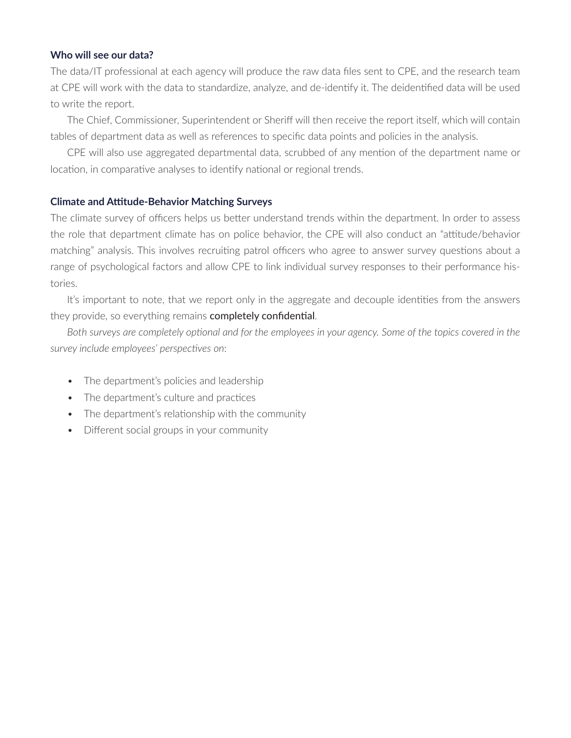### Who will see our data?

The data/IT professional at each agency will produce the raw data files sent to CPE, and the research team at CPE will work with the data to standardize, analyze, and de-identify it. The deidentified data will be used to write the report.

The Chief, Commissioner, Superintendent or Sheriff will then receive the report itself, which will contain tables of department data as well as references to specific data points and policies in the analysis.

CPE will also use aggregated departmental data, scrubbed of any mention of the department name or location, in comparative analyses to identify national or regional trends.

### Climate and Attitude-Behavior Matching Surveys

The climate survey of officers helps us better understand trends within the department. In order to assess the role that department climate has on police behavior, the CPE will also conduct an "attitude/behavior matching" analysis. This involves recruiting patrol officers who agree to answer survey questions about a range of psychological factors and allow CPE to link individual survey responses to their performance histories.

It's important to note, that we report only in the aggregate and decouple identities from the answers they provide, so everything remains **completely confidential**.

*Both surveys are completely optional and for the employees in your agency. Some of the topics covered in the survey include employees' perspectives on*:

- The department's policies and leadership
- The department's culture and practices
- The department's relationship with the community
- Different social groups in your community